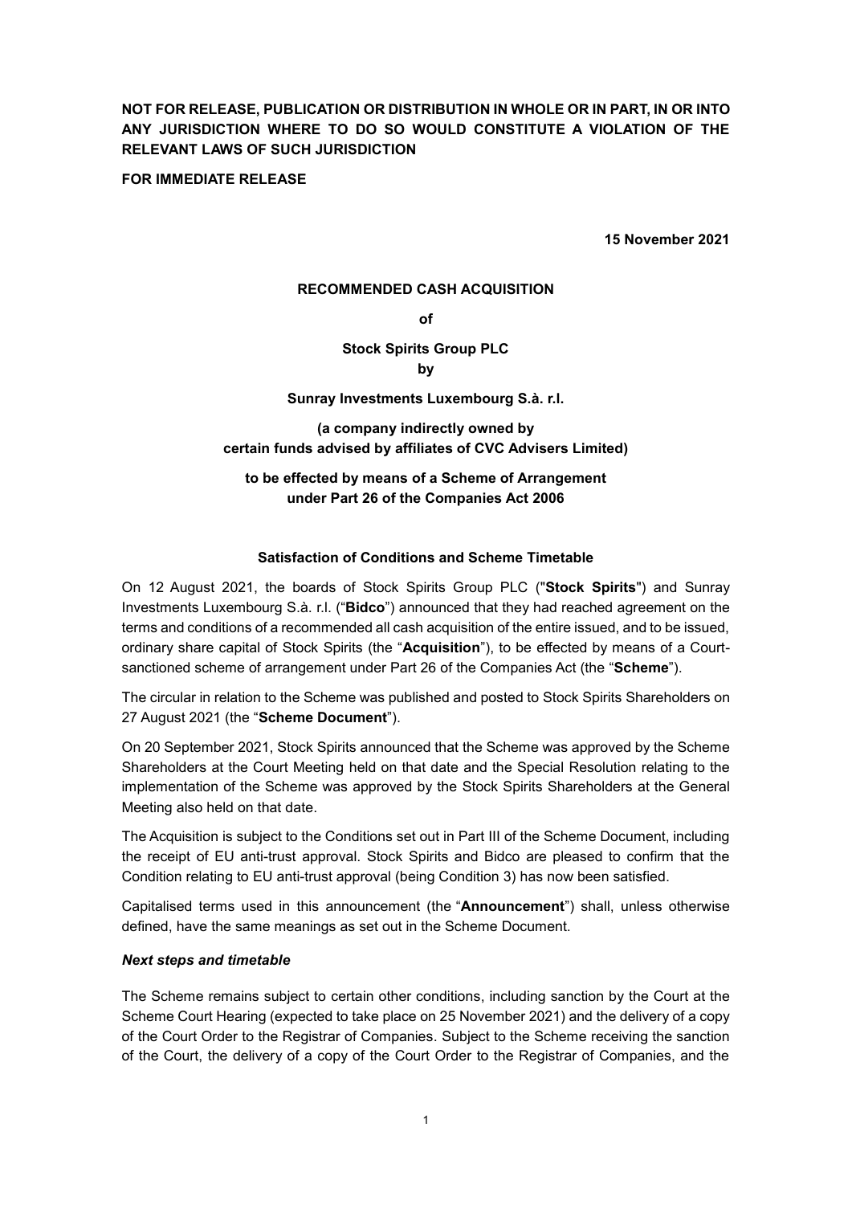**NOT FOR RELEASE, PUBLICATION OR DISTRIBUTION IN WHOLE OR IN PART, IN OR INTO ANY JURISDICTION WHERE TO DO SO WOULD CONSTITUTE A VIOLATION OF THE RELEVANT LAWS OF SUCH JURISDICTION**

**FOR IMMEDIATE RELEASE**

**15 November 2021**

**RECOMMENDED CASH ACQUISITION**

**of**

**Stock Spirits Group PLC**

**by**

**Sunray Investments Luxembourg S.à. r.l.**

**(a company indirectly owned by certain funds advised by affiliates of CVC Advisers Limited)**

**to be effected by means of a Scheme of Arrangement under Part 26 of the Companies Act 2006**

**Satisfaction of Conditions and Scheme Timetable**

On 12 August 2021, the boards of Stock Spirits Group PLC ("**Stock Spirits**") and Sunray Investments Luxembourg S.à. r.l. ("**Bidco**") announced that they had reached agreement on the terms and conditions of a recommended all cash acquisition of the entire issued, and to be issued, ordinary share capital of Stock Spirits (the "**Acquisition**"), to be effected by means of a Court-sanctioned scheme of arrangement under Part 26 of the Companies Act (the "**Scheme**").

The circular in relation to the Scheme was published and posted to Stock Spirits Shareholders on 27 August 2021 (the "**Scheme Document**").

On 20 September 2021, Stock Spirits announced that the Scheme was approved by the Scheme Shareholders at the Court Meeting held on that date and the Special Resolution relating to the implementation of the Scheme was approved by the Stock Spirits Shareholders at the General Meeting also held on that date.

The Acquisition is subject to the Conditions set out in Part III of the Scheme Document, including the receipt of EU anti-trust approval. Stock Spirits and Bidco are pleased to confirm that the Condition relating to EU anti-trust approval (being Condition 3) has now been satisfied.

Capitalised terms used in this announcement (the "**Announcement**") shall, unless otherwise defined, have the same meanings as set out in the Scheme Document.

***Next steps and timetable***

The Scheme remains subject to certain other conditions, including sanction by the Court at the Scheme Court Hearing (expected to take place on 25 November 2021) and the delivery of a copy of the Court Order to the Registrar of Companies. Subject to the Scheme receiving the sanction of the Court, the delivery of a copy of the Court Order to the Registrar of Companies, and the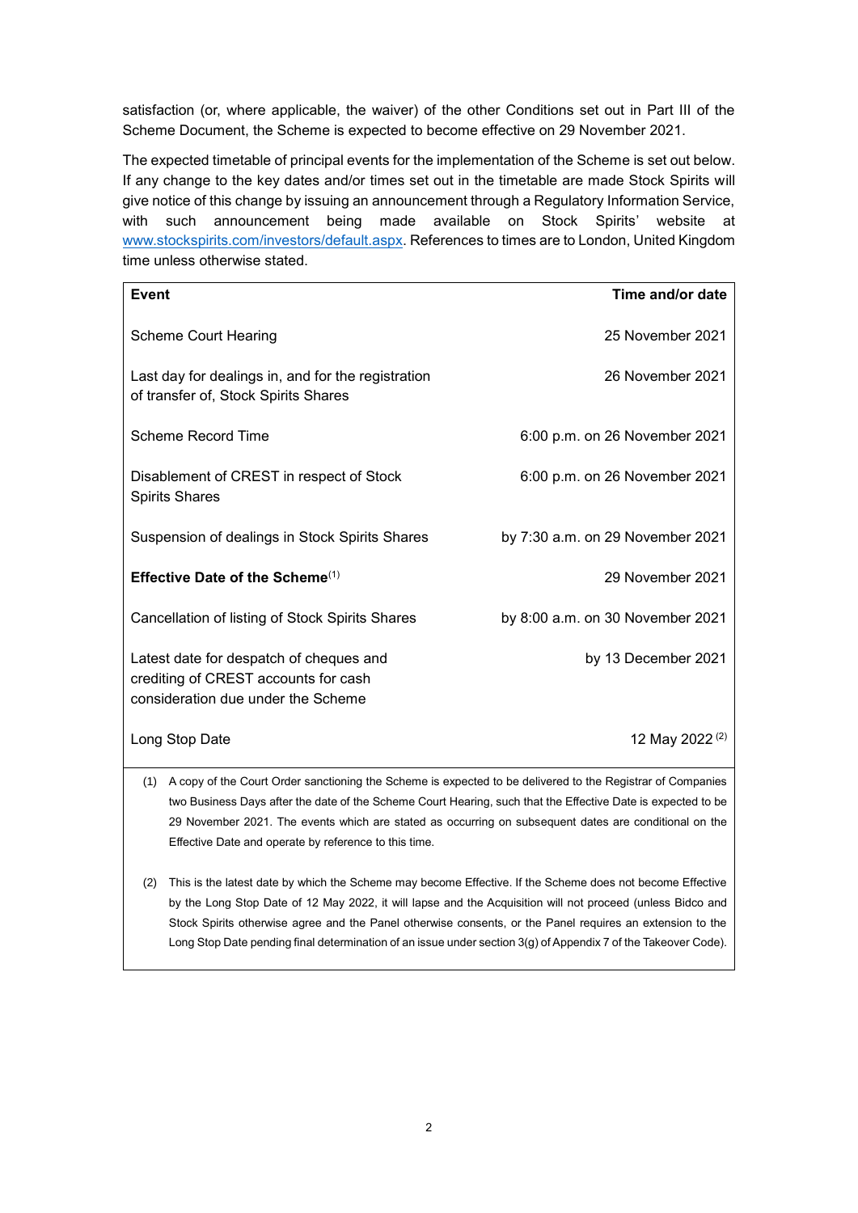satisfaction (or, where applicable, the waiver) of the other Conditions set out in Part III of the Scheme Document, the Scheme is expected to become effective on 29 November 2021.

The expected timetable of principal events for the implementation of the Scheme is set out below. If any change to the key dates and/or times set out in the timetable are made Stock Spirits will give notice of this change by issuing an announcement through a Regulatory Information Service, with such announcement being made available on Stock Spirits' website at www.stockspirits.com/investors/default.aspx. References to times are to London, United Kingdom time unless otherwise stated.

| Event | Time and/or date |
|---|---|
| Scheme Court Hearing | 25 November 2021 |
| Last day for dealings in, and for the registration of transfer of, Stock Spirits Shares | 26 November 2021 |
| Scheme Record Time | 6:00 p.m. on 26 November 2021 |
| Disablement of CREST in respect of Stock Spirits Shares | 6:00 p.m. on 26 November 2021 |
| Suspension of dealings in Stock Spirits Shares | by 7:30 a.m. on 29 November 2021 |
| **Effective Date of the Scheme**(1) | 29 November 2021 |
| Cancellation of listing of Stock Spirits Shares | by 8:00 a.m. on 30 November 2021 |
| Latest date for despatch of cheques and crediting of CREST accounts for cash consideration due under the Scheme | by 13 December 2021 |
| Long Stop Date | 12 May 2022 (2) |

(1) A copy of the Court Order sanctioning the Scheme is expected to be delivered to the Registrar of Companies two Business Days after the date of the Scheme Court Hearing, such that the Effective Date is expected to be 29 November 2021. The events which are stated as occurring on subsequent dates are conditional on the Effective Date and operate by reference to this time.

(2) This is the latest date by which the Scheme may become Effective. If the Scheme does not become Effective by the Long Stop Date of 12 May 2022, it will lapse and the Acquisition will not proceed (unless Bidco and Stock Spirits otherwise agree and the Panel otherwise consents, or the Panel requires an extension to the Long Stop Date pending final determination of an issue under section 3(g) of Appendix 7 of the Takeover Code).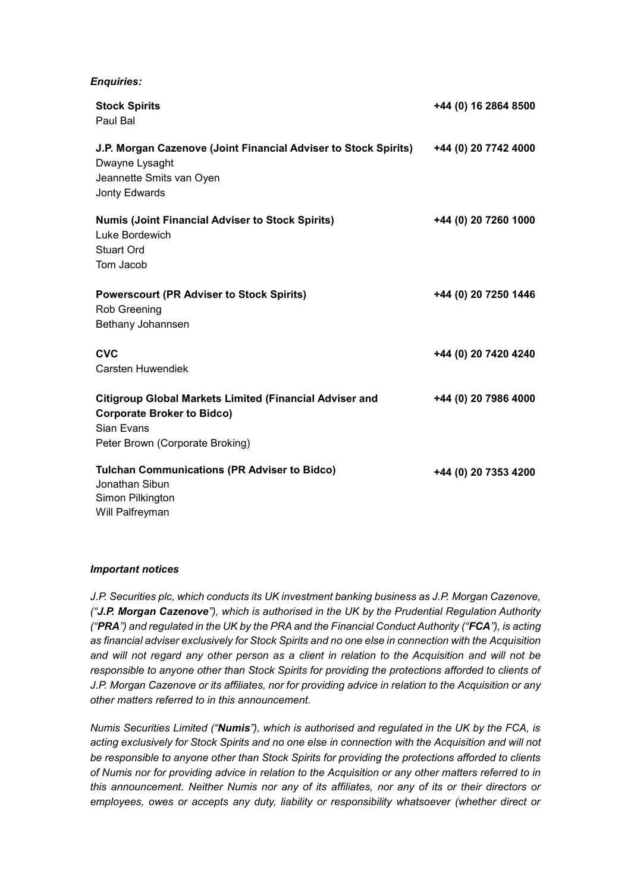***Enquiries:***

| | |
|---|---|
| **Stock Spirits**<br>Paul Bal | **+44 (0) 16 2864 8500** |
| **J.P. Morgan Cazenove (Joint Financial Adviser to Stock Spirits)**<br>Dwayne Lysaght<br>Jeannette Smits van Oyen<br>Jonty Edwards | **+44 (0) 20 7742 4000** |
| **Numis (Joint Financial Adviser to Stock Spirits)**<br>Luke Bordewich<br>Stuart Ord<br>Tom Jacob | **+44 (0) 20 7260 1000** |
| **Powerscourt (PR Adviser to Stock Spirits)**<br>Rob Greening<br>Bethany Johannsen | **+44 (0) 20 7250 1446** |
| **CVC**<br>Carsten Huwendiek | **+44 (0) 20 7420 4240** |
| **Citigroup Global Markets Limited (Financial Adviser and Corporate Broker to Bidco)**<br>Sian Evans<br>Peter Brown (Corporate Broking) | **+44 (0) 20 7986 4000** |
| **Tulchan Communications (PR Adviser to Bidco)**<br>Jonathan Sibun<br>Simon Pilkington<br>Will Palfreyman | **+44 (0) 20 7353 4200** |

***Important notices***

*J.P. Securities plc, which conducts its UK investment banking business as J.P. Morgan Cazenove, ("**J.P. Morgan Cazenove**"), which is authorised in the UK by the Prudential Regulation Authority ("**PRA**") and regulated in the UK by the PRA and the Financial Conduct Authority ("**FCA**"), is acting as financial adviser exclusively for Stock Spirits and no one else in connection with the Acquisition and will not regard any other person as a client in relation to the Acquisition and will not be responsible to anyone other than Stock Spirits for providing the protections afforded to clients of J.P. Morgan Cazenove or its affiliates, nor for providing advice in relation to the Acquisition or any other matters referred to in this announcement.*

*Numis Securities Limited ("**Numis**"), which is authorised and regulated in the UK by the FCA, is acting exclusively for Stock Spirits and no one else in connection with the Acquisition and will not be responsible to anyone other than Stock Spirits for providing the protections afforded to clients of Numis nor for providing advice in relation to the Acquisition or any other matters referred to in this announcement. Neither Numis nor any of its affiliates, nor any of its or their directors or employees, owes or accepts any duty, liability or responsibility whatsoever (whether direct or*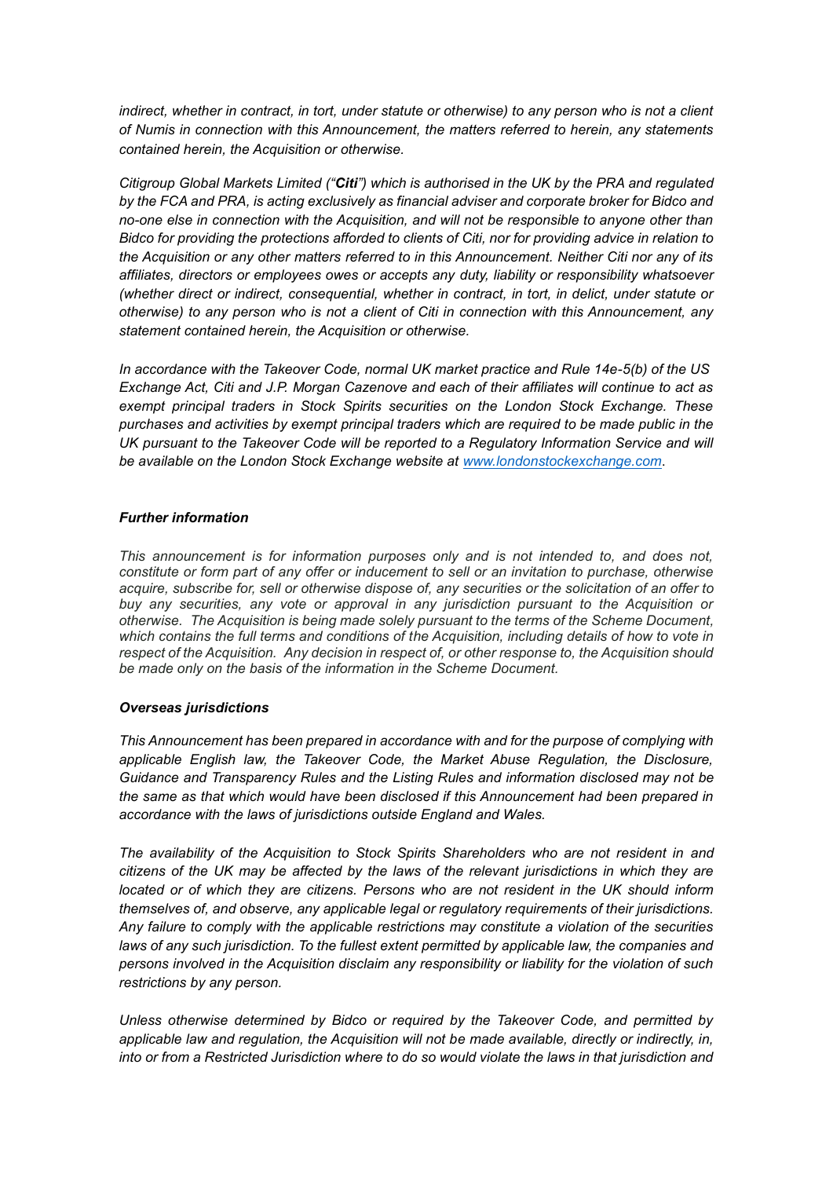*indirect, whether in contract, in tort, under statute or otherwise) to any person who is not a client of Numis in connection with this Announcement, the matters referred to herein, any statements contained herein, the Acquisition or otherwise.*

*Citigroup Global Markets Limited ("**Citi**") which is authorised in the UK by the PRA and regulated by the FCA and PRA, is acting exclusively as financial adviser and corporate broker for Bidco and no-one else in connection with the Acquisition, and will not be responsible to anyone other than Bidco for providing the protections afforded to clients of Citi, nor for providing advice in relation to the Acquisition or any other matters referred to in this Announcement. Neither Citi nor any of its affiliates, directors or employees owes or accepts any duty, liability or responsibility whatsoever (whether direct or indirect, consequential, whether in contract, in tort, in delict, under statute or otherwise) to any person who is not a client of Citi in connection with this Announcement, any statement contained herein, the Acquisition or otherwise.*

*In accordance with the Takeover Code, normal UK market practice and Rule 14e-5(b) of the US Exchange Act, Citi and J.P. Morgan Cazenove and each of their affiliates will continue to act as exempt principal traders in Stock Spirits securities on the London Stock Exchange. These purchases and activities by exempt principal traders which are required to be made public in the UK pursuant to the Takeover Code will be reported to a Regulatory Information Service and will be available on the London Stock Exchange website at [www.londonstockexchange.com](www.londonstockexchange.com).*

***Further information***

*This announcement is for information purposes only and is not intended to, and does not, constitute or form part of any offer or inducement to sell or an invitation to purchase, otherwise acquire, subscribe for, sell or otherwise dispose of, any securities or the solicitation of an offer to buy any securities, any vote or approval in any jurisdiction pursuant to the Acquisition or otherwise. The Acquisition is being made solely pursuant to the terms of the Scheme Document, which contains the full terms and conditions of the Acquisition, including details of how to vote in respect of the Acquisition. Any decision in respect of, or other response to, the Acquisition should be made only on the basis of the information in the Scheme Document.*

***Overseas jurisdictions***

*This Announcement has been prepared in accordance with and for the purpose of complying with applicable English law, the Takeover Code, the Market Abuse Regulation, the Disclosure, Guidance and Transparency Rules and the Listing Rules and information disclosed may not be the same as that which would have been disclosed if this Announcement had been prepared in accordance with the laws of jurisdictions outside England and Wales.*

*The availability of the Acquisition to Stock Spirits Shareholders who are not resident in and citizens of the UK may be affected by the laws of the relevant jurisdictions in which they are located or of which they are citizens. Persons who are not resident in the UK should inform themselves of, and observe, any applicable legal or regulatory requirements of their jurisdictions. Any failure to comply with the applicable restrictions may constitute a violation of the securities laws of any such jurisdiction. To the fullest extent permitted by applicable law, the companies and persons involved in the Acquisition disclaim any responsibility or liability for the violation of such restrictions by any person.*

*Unless otherwise determined by Bidco or required by the Takeover Code, and permitted by applicable law and regulation, the Acquisition will not be made available, directly or indirectly, in, into or from a Restricted Jurisdiction where to do so would violate the laws in that jurisdiction and*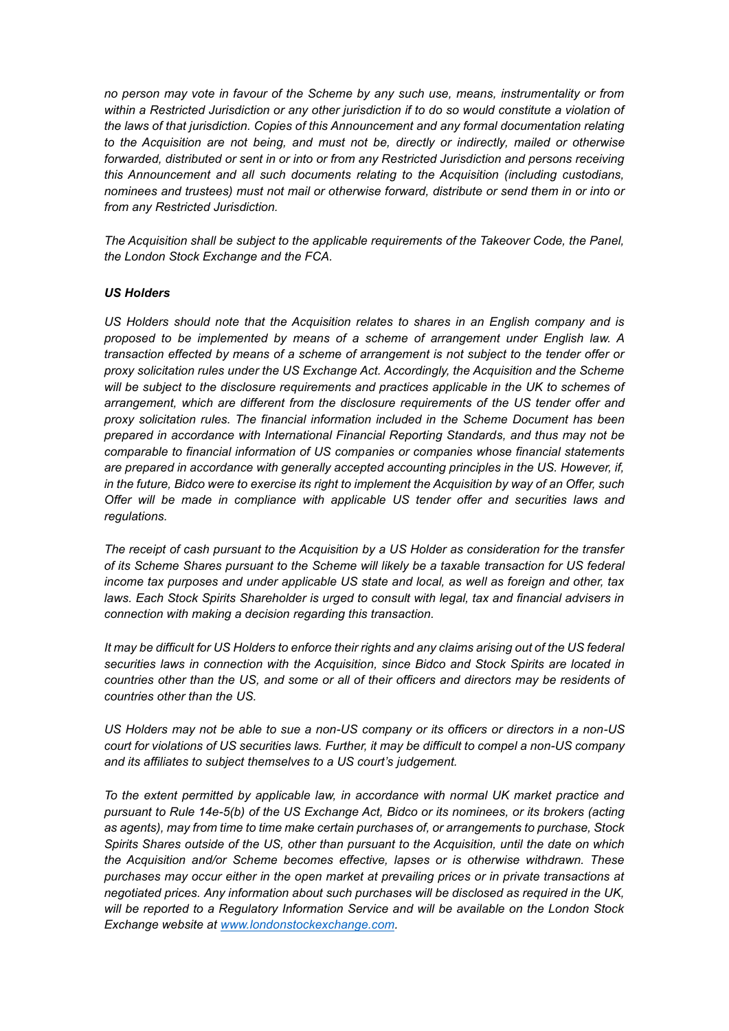*no person may vote in favour of the Scheme by any such use, means, instrumentality or from within a Restricted Jurisdiction or any other jurisdiction if to do so would constitute a violation of the laws of that jurisdiction. Copies of this Announcement and any formal documentation relating to the Acquisition are not being, and must not be, directly or indirectly, mailed or otherwise forwarded, distributed or sent in or into or from any Restricted Jurisdiction and persons receiving this Announcement and all such documents relating to the Acquisition (including custodians, nominees and trustees) must not mail or otherwise forward, distribute or send them in or into or from any Restricted Jurisdiction.*

*The Acquisition shall be subject to the applicable requirements of the Takeover Code, the Panel, the London Stock Exchange and the FCA.*

***US Holders***

*US Holders should note that the Acquisition relates to shares in an English company and is proposed to be implemented by means of a scheme of arrangement under English law. A transaction effected by means of a scheme of arrangement is not subject to the tender offer or proxy solicitation rules under the US Exchange Act. Accordingly, the Acquisition and the Scheme will be subject to the disclosure requirements and practices applicable in the UK to schemes of arrangement, which are different from the disclosure requirements of the US tender offer and proxy solicitation rules. The financial information included in the Scheme Document has been prepared in accordance with International Financial Reporting Standards, and thus may not be comparable to financial information of US companies or companies whose financial statements are prepared in accordance with generally accepted accounting principles in the US. However, if, in the future, Bidco were to exercise its right to implement the Acquisition by way of an Offer, such Offer will be made in compliance with applicable US tender offer and securities laws and regulations.*

*The receipt of cash pursuant to the Acquisition by a US Holder as consideration for the transfer of its Scheme Shares pursuant to the Scheme will likely be a taxable transaction for US federal income tax purposes and under applicable US state and local, as well as foreign and other, tax laws. Each Stock Spirits Shareholder is urged to consult with legal, tax and financial advisers in connection with making a decision regarding this transaction.*

*It may be difficult for US Holders to enforce their rights and any claims arising out of the US federal securities laws in connection with the Acquisition, since Bidco and Stock Spirits are located in countries other than the US, and some or all of their officers and directors may be residents of countries other than the US.*

*US Holders may not be able to sue a non-US company or its officers or directors in a non-US court for violations of US securities laws. Further, it may be difficult to compel a non-US company and its affiliates to subject themselves to a US court's judgement.*

*To the extent permitted by applicable law, in accordance with normal UK market practice and pursuant to Rule 14e-5(b) of the US Exchange Act, Bidco or its nominees, or its brokers (acting as agents), may from time to time make certain purchases of, or arrangements to purchase, Stock Spirits Shares outside of the US, other than pursuant to the Acquisition, until the date on which the Acquisition and/or Scheme becomes effective, lapses or is otherwise withdrawn. These purchases may occur either in the open market at prevailing prices or in private transactions at negotiated prices. Any information about such purchases will be disclosed as required in the UK, will be reported to a Regulatory Information Service and will be available on the London Stock Exchange website at [www.londonstockexchange.com](http://www.londonstockexchange.com).*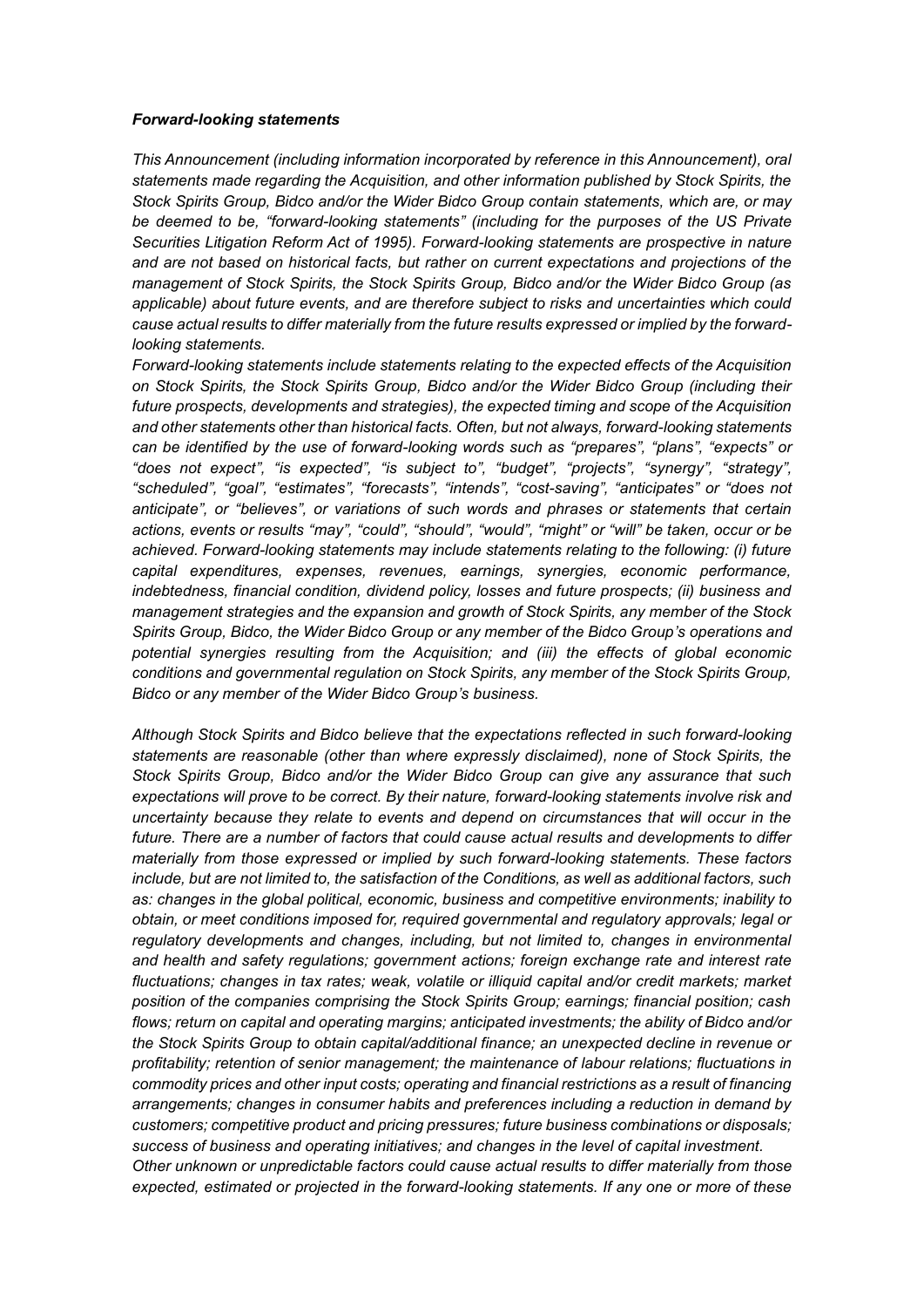***Forward-looking statements***

*This Announcement (including information incorporated by reference in this Announcement), oral statements made regarding the Acquisition, and other information published by Stock Spirits, the Stock Spirits Group, Bidco and/or the Wider Bidco Group contain statements, which are, or may be deemed to be, "forward-looking statements" (including for the purposes of the US Private Securities Litigation Reform Act of 1995). Forward-looking statements are prospective in nature and are not based on historical facts, but rather on current expectations and projections of the management of Stock Spirits, the Stock Spirits Group, Bidco and/or the Wider Bidco Group (as applicable) about future events, and are therefore subject to risks and uncertainties which could cause actual results to differ materially from the future results expressed or implied by the forward-looking statements.*

*Forward-looking statements include statements relating to the expected effects of the Acquisition on Stock Spirits, the Stock Spirits Group, Bidco and/or the Wider Bidco Group (including their future prospects, developments and strategies), the expected timing and scope of the Acquisition and other statements other than historical facts. Often, but not always, forward-looking statements can be identified by the use of forward-looking words such as "prepares", "plans", "expects" or "does not expect", "is expected", "is subject to", "budget", "projects", "synergy", "strategy", "scheduled", "goal", "estimates", "forecasts", "intends", "cost-saving", "anticipates" or "does not anticipate", or "believes", or variations of such words and phrases or statements that certain actions, events or results "may", "could", "should", "would", "might" or "will" be taken, occur or be achieved. Forward-looking statements may include statements relating to the following: (i) future capital expenditures, expenses, revenues, earnings, synergies, economic performance, indebtedness, financial condition, dividend policy, losses and future prospects; (ii) business and management strategies and the expansion and growth of Stock Spirits, any member of the Stock Spirits Group, Bidco, the Wider Bidco Group or any member of the Bidco Group's operations and potential synergies resulting from the Acquisition; and (iii) the effects of global economic conditions and governmental regulation on Stock Spirits, any member of the Stock Spirits Group, Bidco or any member of the Wider Bidco Group's business.*

*Although Stock Spirits and Bidco believe that the expectations reflected in such forward-looking statements are reasonable (other than where expressly disclaimed), none of Stock Spirits, the Stock Spirits Group, Bidco and/or the Wider Bidco Group can give any assurance that such expectations will prove to be correct. By their nature, forward-looking statements involve risk and uncertainty because they relate to events and depend on circumstances that will occur in the future. There are a number of factors that could cause actual results and developments to differ materially from those expressed or implied by such forward-looking statements. These factors include, but are not limited to, the satisfaction of the Conditions, as well as additional factors, such as: changes in the global political, economic, business and competitive environments; inability to obtain, or meet conditions imposed for, required governmental and regulatory approvals; legal or regulatory developments and changes, including, but not limited to, changes in environmental and health and safety regulations; government actions; foreign exchange rate and interest rate fluctuations; changes in tax rates; weak, volatile or illiquid capital and/or credit markets; market position of the companies comprising the Stock Spirits Group; earnings; financial position; cash flows; return on capital and operating margins; anticipated investments; the ability of Bidco and/or the Stock Spirits Group to obtain capital/additional finance; an unexpected decline in revenue or profitability; retention of senior management; the maintenance of labour relations; fluctuations in commodity prices and other input costs; operating and financial restrictions as a result of financing arrangements; changes in consumer habits and preferences including a reduction in demand by customers; competitive product and pricing pressures; future business combinations or disposals; success of business and operating initiatives; and changes in the level of capital investment.*

*Other unknown or unpredictable factors could cause actual results to differ materially from those expected, estimated or projected in the forward-looking statements. If any one or more of these*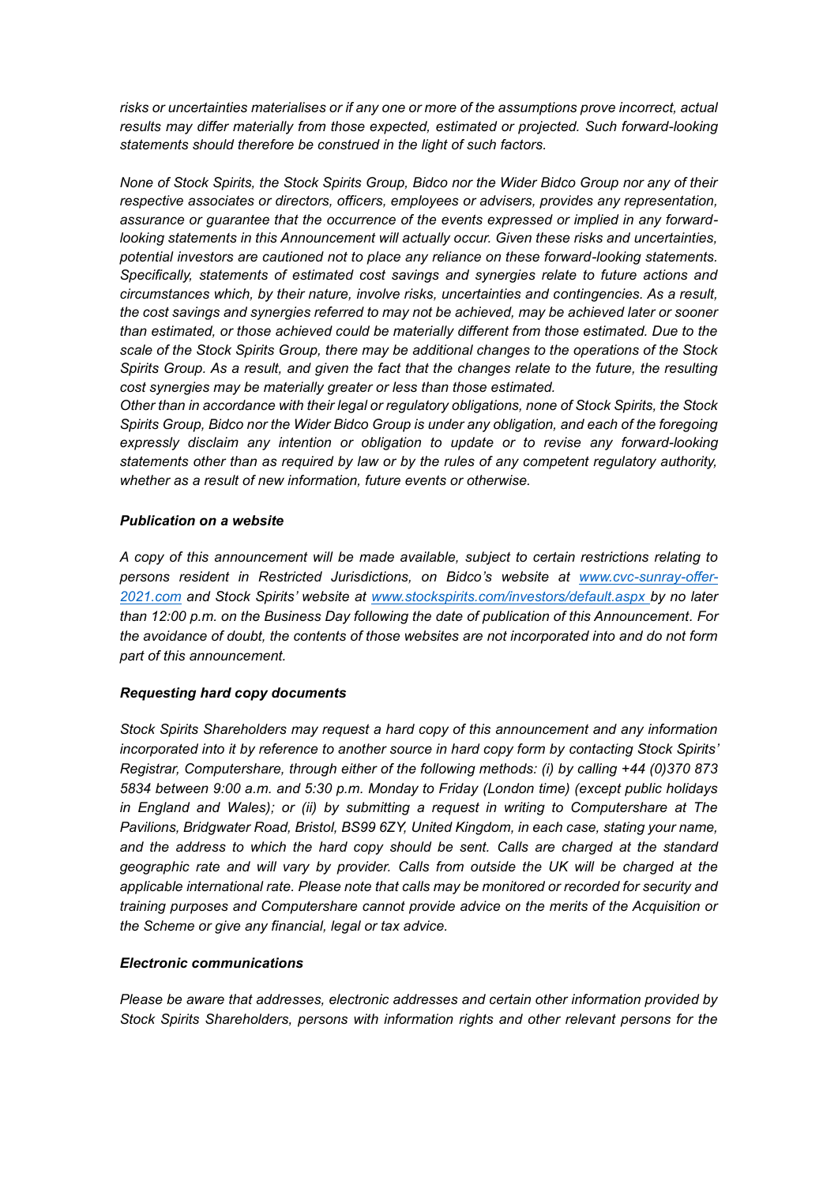*risks or uncertainties materialises or if any one or more of the assumptions prove incorrect, actual results may differ materially from those expected, estimated or projected. Such forward-looking statements should therefore be construed in the light of such factors.*

*None of Stock Spirits, the Stock Spirits Group, Bidco nor the Wider Bidco Group nor any of their respective associates or directors, officers, employees or advisers, provides any representation, assurance or guarantee that the occurrence of the events expressed or implied in any forward-looking statements in this Announcement will actually occur. Given these risks and uncertainties, potential investors are cautioned not to place any reliance on these forward-looking statements. Specifically, statements of estimated cost savings and synergies relate to future actions and circumstances which, by their nature, involve risks, uncertainties and contingencies. As a result, the cost savings and synergies referred to may not be achieved, may be achieved later or sooner than estimated, or those achieved could be materially different from those estimated. Due to the scale of the Stock Spirits Group, there may be additional changes to the operations of the Stock Spirits Group. As a result, and given the fact that the changes relate to the future, the resulting cost synergies may be materially greater or less than those estimated.*

*Other than in accordance with their legal or regulatory obligations, none of Stock Spirits, the Stock Spirits Group, Bidco nor the Wider Bidco Group is under any obligation, and each of the foregoing expressly disclaim any intention or obligation to update or to revise any forward-looking statements other than as required by law or by the rules of any competent regulatory authority, whether as a result of new information, future events or otherwise.*

***Publication on a website***

*A copy of this announcement will be made available, subject to certain restrictions relating to persons resident in Restricted Jurisdictions, on Bidco's website at [www.cvc-sunray-offer-2021.com](www.cvc-sunray-offer-2021.com) and Stock Spirits' website at [www.stockspirits.com/investors/default.aspx](www.stockspirits.com/investors/default.aspx) by no later than 12:00 p.m. on the Business Day following the date of publication of this Announcement. For the avoidance of doubt, the contents of those websites are not incorporated into and do not form part of this announcement.*

***Requesting hard copy documents***

*Stock Spirits Shareholders may request a hard copy of this announcement and any information incorporated into it by reference to another source in hard copy form by contacting Stock Spirits' Registrar, Computershare, through either of the following methods: (i) by calling +44 (0)370 873 5834 between 9:00 a.m. and 5:30 p.m. Monday to Friday (London time) (except public holidays in England and Wales); or (ii) by submitting a request in writing to Computershare at The Pavilions, Bridgwater Road, Bristol, BS99 6ZY, United Kingdom, in each case, stating your name, and the address to which the hard copy should be sent. Calls are charged at the standard geographic rate and will vary by provider. Calls from outside the UK will be charged at the applicable international rate. Please note that calls may be monitored or recorded for security and training purposes and Computershare cannot provide advice on the merits of the Acquisition or the Scheme or give any financial, legal or tax advice.*

***Electronic communications***

*Please be aware that addresses, electronic addresses and certain other information provided by Stock Spirits Shareholders, persons with information rights and other relevant persons for the*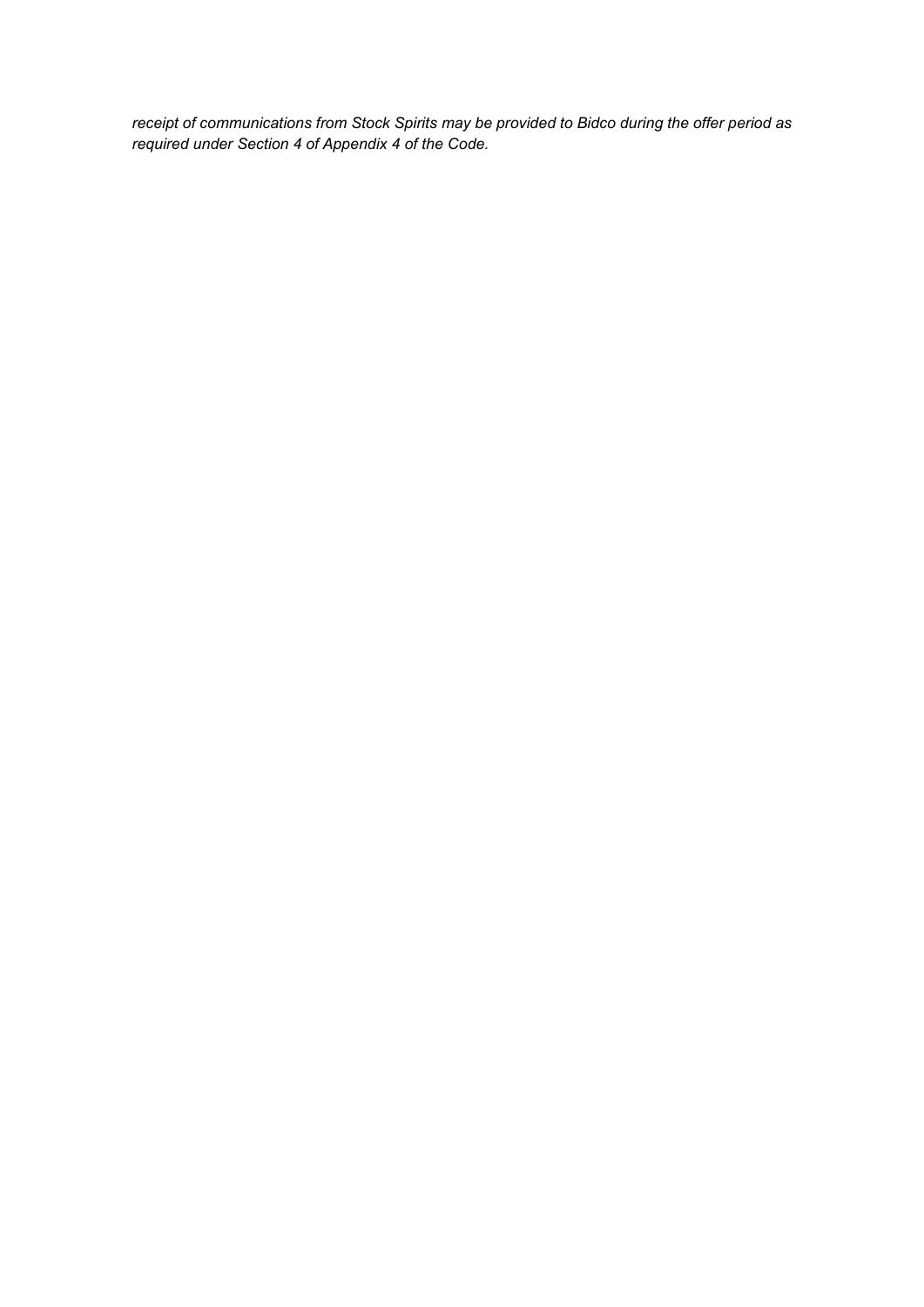*receipt of communications from Stock Spirits may be provided to Bidco during the offer period as required under Section 4 of Appendix 4 of the Code.*